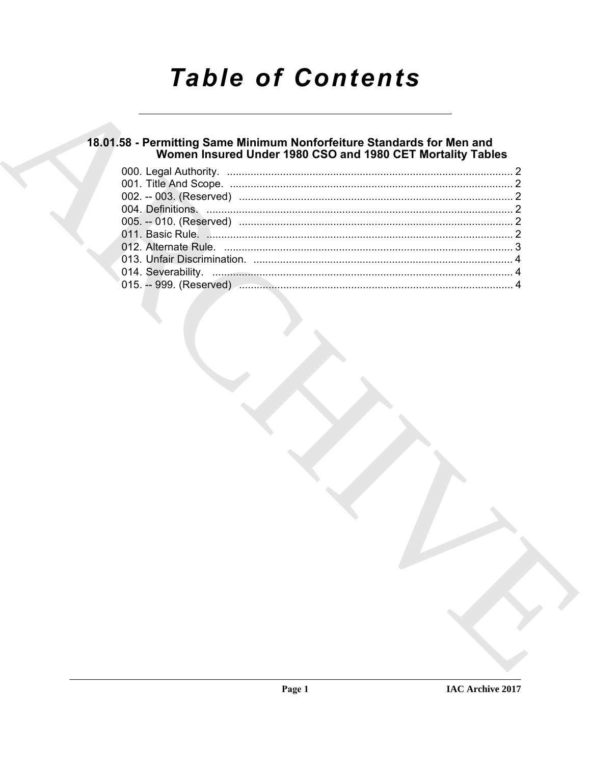# *Table of Contents*

## 18.01.58 - Permitting Same Minimum Nonforfeiture Standards for Men and Women Insured Under 1980 CSO and 1980 CET Mortality Tables

000. Legal Authority. ..................................................................................................... 2
001. Title And Scope. ..................................................................................................... 2
002. -- 003. (Reserved) ................................................................................................. 2
004. Definitions. ............................................................................................................ 2
005. -- 010. (Reserved) ................................................................................................. 2
011. Basic Rule. ............................................................................................................ 2
012. Alternate Rule. ....................................................................................................... 3
013. Unfair Discrimination. ............................................................................................ 4
014. Severability. ........................................................................................................... 4
015. -- 999. (Reserved) ................................................................................................. 4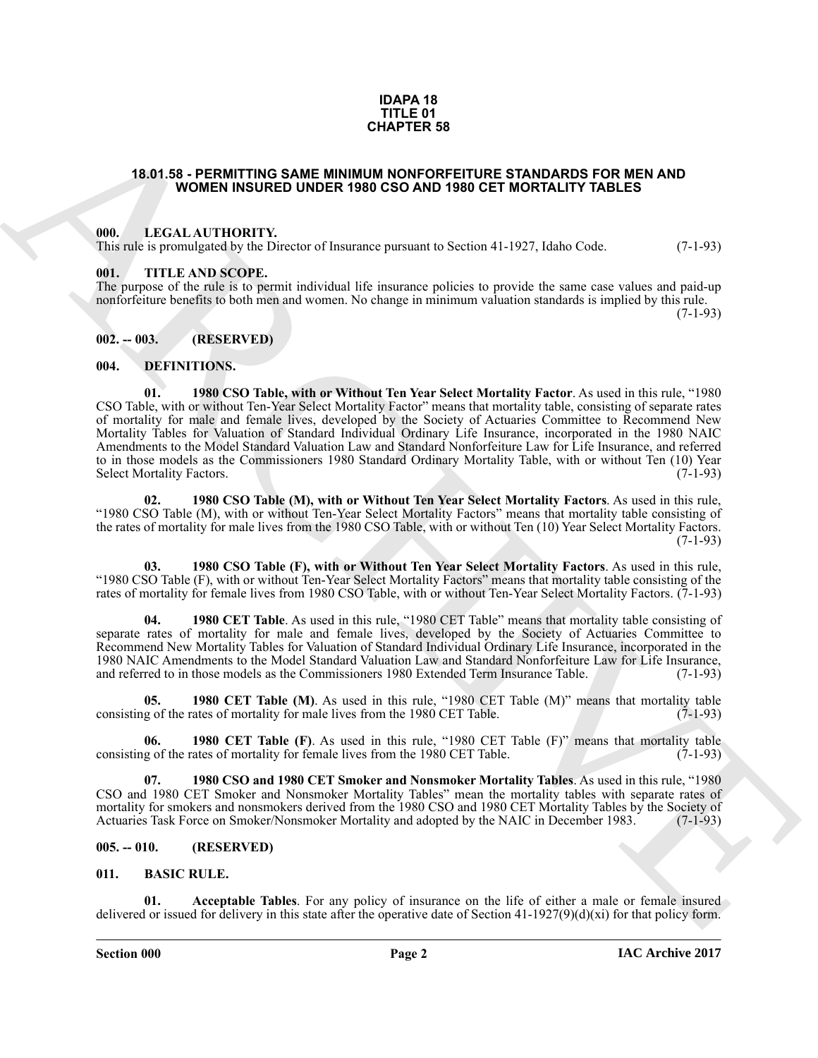**IDAPA 18**
**TITLE 01**
**CHAPTER 58**

# 18.01.58 - PERMITTING SAME MINIMUM NONFORFEITURE STANDARDS FOR MEN AND WOMEN INSURED UNDER 1980 CSO AND 1980 CET MORTALITY TABLES

## 000. LEGAL AUTHORITY.

This rule is promulgated by the Director of Insurance pursuant to Section 41-1927, Idaho Code. (7-1-93)

## 001. TITLE AND SCOPE.

The purpose of the rule is to permit individual life insurance policies to provide the same case values and paid-up nonforfeiture benefits to both men and women. No change in minimum valuation standards is implied by this rule. (7-1-93)

## 002. -- 003. (RESERVED)

## 004. DEFINITIONS.

**01. 1980 CSO Table, with or Without Ten Year Select Mortality Factor**. As used in this rule, "1980 CSO Table, with or without Ten-Year Select Mortality Factor" means that mortality table, consisting of separate rates of mortality for male and female lives, developed by the Society of Actuaries Committee to Recommend New Mortality Tables for Valuation of Standard Individual Ordinary Life Insurance, incorporated in the 1980 NAIC Amendments to the Model Standard Valuation Law and Standard Nonforfeiture Law for Life Insurance, and referred to in those models as the Commissioners 1980 Standard Ordinary Mortality Table, with or without Ten (10) Year Select Mortality Factors. (7-1-93)

**02. 1980 CSO Table (M), with or Without Ten Year Select Mortality Factors**. As used in this rule, "1980 CSO Table (M), with or without Ten-Year Select Mortality Factors" means that mortality table consisting of the rates of mortality for male lives from the 1980 CSO Table, with or without Ten (10) Year Select Mortality Factors. (7-1-93)

**03. 1980 CSO Table (F), with or Without Ten Year Select Mortality Factors**. As used in this rule, "1980 CSO Table (F), with or without Ten-Year Select Mortality Factors" means that mortality table consisting of the rates of mortality for female lives from 1980 CSO Table, with or without Ten-Year Select Mortality Factors. (7-1-93)

**04. 1980 CET Table**. As used in this rule, "1980 CET Table" means that mortality table consisting of separate rates of mortality for male and female lives, developed by the Society of Actuaries Committee to Recommend New Mortality Tables for Valuation of Standard Individual Ordinary Life Insurance, incorporated in the 1980 NAIC Amendments to the Model Standard Valuation Law and Standard Nonforfeiture Law for Life Insurance, and referred to in those models as the Commissioners 1980 Extended Term Insurance Table. (7-1-93)

**05. 1980 CET Table (M)**. As used in this rule, "1980 CET Table (M)" means that mortality table consisting of the rates of mortality for male lives from the 1980 CET Table. (7-1-93)

**06. 1980 CET Table (F)**. As used in this rule, "1980 CET Table (F)" means that mortality table consisting of the rates of mortality for female lives from the 1980 CET Table. (7-1-93)

**07. 1980 CSO and 1980 CET Smoker and Nonsmoker Mortality Tables**. As used in this rule, "1980 CSO and 1980 CET Smoker and Nonsmoker Mortality Tables" mean the mortality tables with separate rates of mortality for smokers and nonsmokers derived from the 1980 CSO and 1980 CET Mortality Tables by the Society of Actuaries Task Force on Smoker/Nonsmoker Mortality and adopted by the NAIC in December 1983. (7-1-93)

## 005. -- 010. (RESERVED)

## 011. BASIC RULE.

**01. Acceptable Tables**. For any policy of insurance on the life of either a male or female insured delivered or issued for delivery in this state after the operative date of Section 41-1927(9)(d)(xi) for that policy form.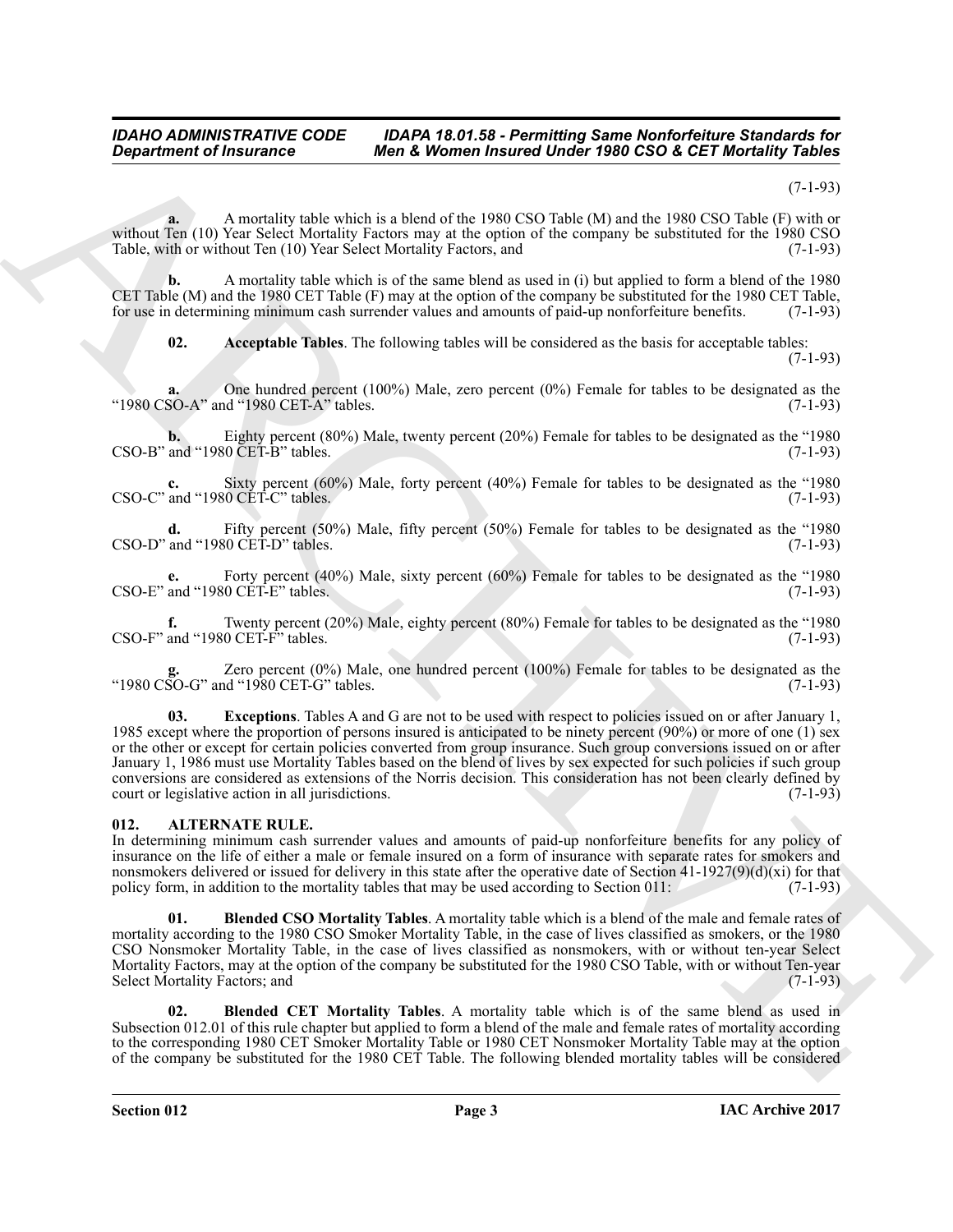(7-1-93)

**a.** A mortality table which is a blend of the 1980 CSO Table (M) and the 1980 CSO Table (F) with or without Ten (10) Year Select Mortality Factors may at the option of the company be substituted for the 1980 CSO Table, with or without Ten (10) Year Select Mortality Factors, and (7-1-93)

**b.** A mortality table which is of the same blend as used in (i) but applied to form a blend of the 1980 CET Table (M) and the 1980 CET Table (F) may at the option of the company be substituted for the 1980 CET Table, for use in determining minimum cash surrender values and amounts of paid-up nonforfeiture benefits. (7-1-93)

**02. Acceptable Tables**. The following tables will be considered as the basis for acceptable tables: (7-1-93)

**a.** One hundred percent (100%) Male, zero percent (0%) Female for tables to be designated as the "1980 CSO-A" and "1980 CET-A" tables. (7-1-93)

**b.** Eighty percent (80%) Male, twenty percent (20%) Female for tables to be designated as the "1980 CSO-B" and "1980 CET-B" tables. (7-1-93)

**c.** Sixty percent (60%) Male, forty percent (40%) Female for tables to be designated as the "1980 CSO-C" and "1980 CET-C" tables. (7-1-93)

**d.** Fifty percent (50%) Male, fifty percent (50%) Female for tables to be designated as the "1980 CSO-D" and "1980 CET-D" tables. (7-1-93)

**e.** Forty percent (40%) Male, sixty percent (60%) Female for tables to be designated as the "1980 CSO-E" and "1980 CET-E" tables. (7-1-93)

**f.** Twenty percent (20%) Male, eighty percent (80%) Female for tables to be designated as the "1980 CSO-F" and "1980 CET-F" tables. (7-1-93)

**g.** Zero percent (0%) Male, one hundred percent (100%) Female for tables to be designated as the "1980 CSO-G" and "1980 CET-G" tables. (7-1-93)

**03. Exceptions**. Tables A and G are not to be used with respect to policies issued on or after January 1, 1985 except where the proportion of persons insured is anticipated to be ninety percent (90%) or more of one (1) sex or the other or except for certain policies converted from group insurance. Such group conversions issued on or after January 1, 1986 must use Mortality Tables based on the blend of lives by sex expected for such policies if such group conversions are considered as extensions of the Norris decision. This consideration has not been clearly defined by court or legislative action in all jurisdictions. (7-1-93)

## 012. ALTERNATE RULE.

In determining minimum cash surrender values and amounts of paid-up nonforfeiture benefits for any policy of insurance on the life of either a male or female insured on a form of insurance with separate rates for smokers and nonsmokers delivered or issued for delivery in this state after the operative date of Section 41-1927(9)(d)(xi) for that policy form, in addition to the mortality tables that may be used according to Section 011: (7-1-93)

**01. Blended CSO Mortality Tables**. A mortality table which is a blend of the male and female rates of mortality according to the 1980 CSO Smoker Mortality Table, in the case of lives classified as smokers, or the 1980 CSO Nonsmoker Mortality Table, in the case of lives classified as nonsmokers, with or without ten-year Select Mortality Factors, may at the option of the company be substituted for the 1980 CSO Table, with or without Ten-year Select Mortality Factors; and (7-1-93)

**02. Blended CET Mortality Tables**. A mortality table which is of the same blend as used in Subsection 012.01 of this rule chapter but applied to form a blend of the male and female rates of mortality according to the corresponding 1980 CET Smoker Mortality Table or 1980 CET Nonsmoker Mortality Table may at the option of the company be substituted for the 1980 CET Table. The following blended mortality tables will be considered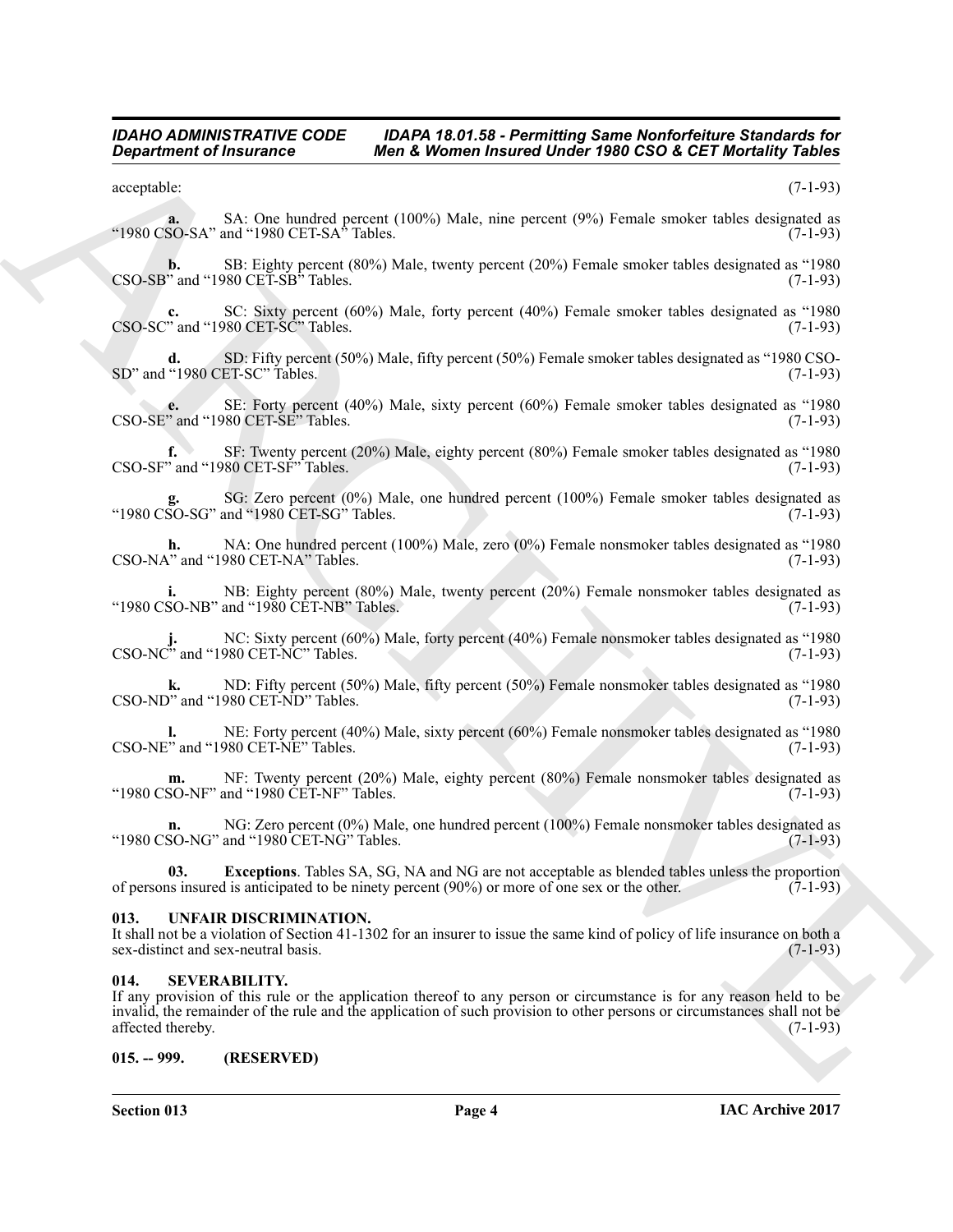acceptable: (7-1-93)

**a.** SA: One hundred percent (100%) Male, nine percent (9%) Female smoker tables designated as "1980 CSO-SA" and "1980 CET-SA" Tables. (7-1-93)

**b.** SB: Eighty percent (80%) Male, twenty percent (20%) Female smoker tables designated as "1980 CSO-SB" and "1980 CET-SB" Tables. (7-1-93)

**c.** SC: Sixty percent (60%) Male, forty percent (40%) Female smoker tables designated as "1980 CSO-SC" and "1980 CET-SC" Tables. (7-1-93)

**d.** SD: Fifty percent (50%) Male, fifty percent (50%) Female smoker tables designated as "1980 CSO-SD" and "1980 CET-SC" Tables. (7-1-93)

**e.** SE: Forty percent (40%) Male, sixty percent (60%) Female smoker tables designated as "1980 CSO-SE" and "1980 CET-SE" Tables. (7-1-93)

**f.** SF: Twenty percent (20%) Male, eighty percent (80%) Female smoker tables designated as "1980 CSO-SF" and "1980 CET-SF" Tables. (7-1-93)

**g.** SG: Zero percent (0%) Male, one hundred percent (100%) Female smoker tables designated as "1980 CSO-SG" and "1980 CET-SG" Tables. (7-1-93)

**h.** NA: One hundred percent (100%) Male, zero (0%) Female nonsmoker tables designated as "1980 CSO-NA" and "1980 CET-NA" Tables. (7-1-93)

**i.** NB: Eighty percent (80%) Male, twenty percent (20%) Female nonsmoker tables designated as "1980 CSO-NB" and "1980 CET-NB" Tables. (7-1-93)

**j.** NC: Sixty percent (60%) Male, forty percent (40%) Female nonsmoker tables designated as "1980 CSO-NC" and "1980 CET-NC" Tables. (7-1-93)

**k.** ND: Fifty percent (50%) Male, fifty percent (50%) Female nonsmoker tables designated as "1980 CSO-ND" and "1980 CET-ND" Tables. (7-1-93)

**l.** NE: Forty percent (40%) Male, sixty percent (60%) Female nonsmoker tables designated as "1980 CSO-NE" and "1980 CET-NE" Tables. (7-1-93)

**m.** NF: Twenty percent (20%) Male, eighty percent (80%) Female nonsmoker tables designated as "1980 CSO-NF" and "1980 CET-NF" Tables. (7-1-93)

**n.** NG: Zero percent (0%) Male, one hundred percent (100%) Female nonsmoker tables designated as "1980 CSO-NG" and "1980 CET-NG" Tables. (7-1-93)

**03. Exceptions**. Tables SA, SG, NA and NG are not acceptable as blended tables unless the proportion of persons insured is anticipated to be ninety percent (90%) or more of one sex or the other. (7-1-93)

## 013. UNFAIR DISCRIMINATION.

It shall not be a violation of Section 41-1302 for an insurer to issue the same kind of policy of life insurance on both a sex-distinct and sex-neutral basis. (7-1-93)

## 014. SEVERABILITY.

If any provision of this rule or the application thereof to any person or circumstance is for any reason held to be invalid, the remainder of the rule and the application of such provision to other persons or circumstances shall not be affected thereby. (7-1-93)

## 015. -- 999. (RESERVED)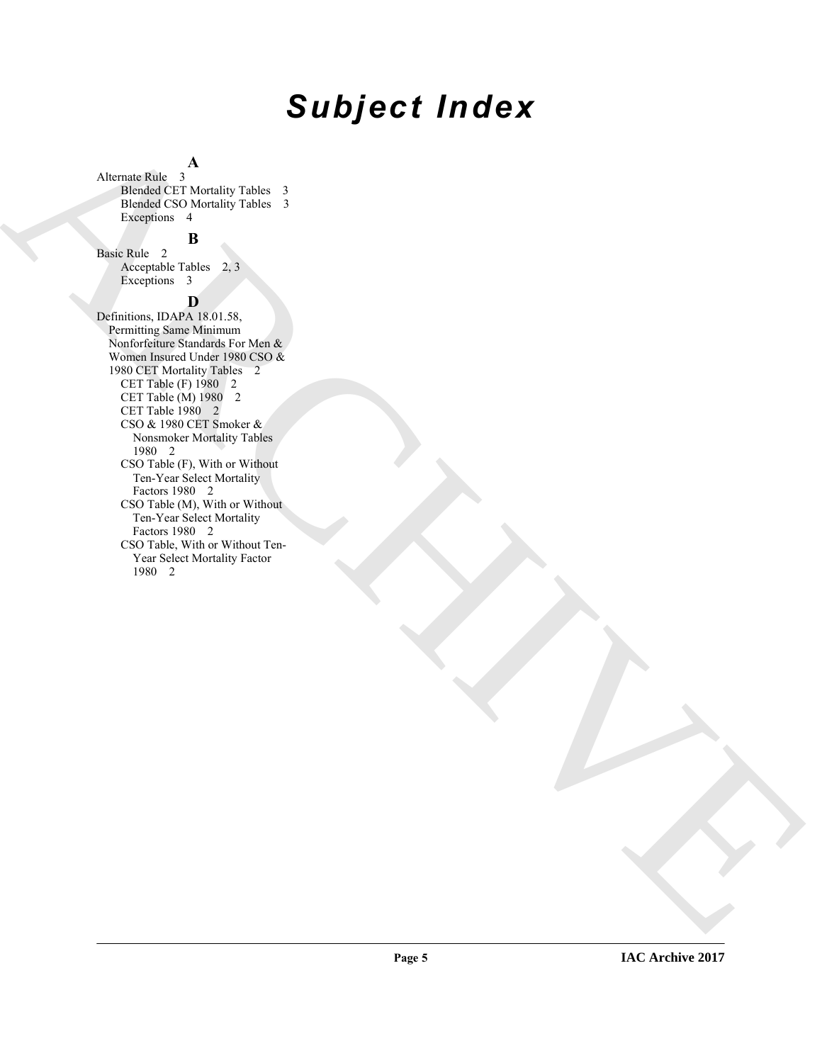# *Subject Index*

**A**

Alternate Rule 3
- Blended CET Mortality Tables 3
- Blended CSO Mortality Tables 3
- Exceptions 4

**B**

Basic Rule 2
- Acceptable Tables 2, 3
- Exceptions 3

**D**

Definitions, IDAPA 18.01.58, Permitting Same Minimum Nonforfeiture Standards For Men & Women Insured Under 1980 CSO & 1980 CET Mortality Tables 2
- CET Table (F) 1980 2
- CET Table (M) 1980 2
- CET Table 1980 2
- CSO & 1980 CET Smoker & Nonsmoker Mortality Tables 1980 2
- CSO Table (F), With or Without Ten-Year Select Mortality Factors 1980 2
- CSO Table (M), With or Without Ten-Year Select Mortality Factors 1980 2
- CSO Table, With or Without Ten-Year Select Mortality Factor 1980 2